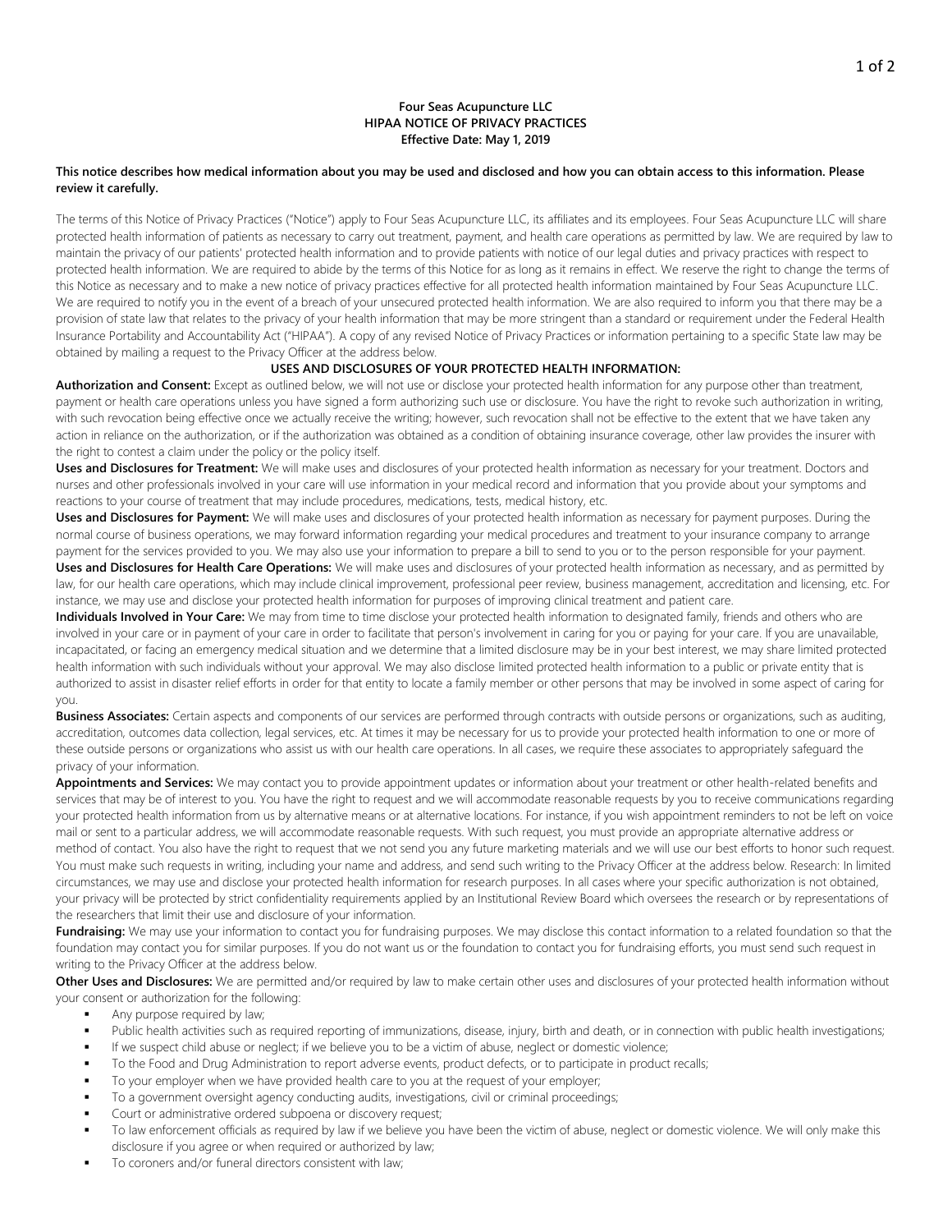**Four Seas Acupuncture LLC**
**HIPAA NOTICE OF PRIVACY PRACTICES**
**Effective Date: May 1, 2019**

**This notice describes how medical information about you may be used and disclosed and how you can obtain access to this information. Please review it carefully.**

The terms of this Notice of Privacy Practices ("Notice") apply to Four Seas Acupuncture LLC, its affiliates and its employees. Four Seas Acupuncture LLC will share protected health information of patients as necessary to carry out treatment, payment, and health care operations as permitted by law. We are required by law to maintain the privacy of our patients' protected health information and to provide patients with notice of our legal duties and privacy practices with respect to protected health information. We are required to abide by the terms of this Notice for as long as it remains in effect. We reserve the right to change the terms of this Notice as necessary and to make a new notice of privacy practices effective for all protected health information maintained by Four Seas Acupuncture LLC. We are required to notify you in the event of a breach of your unsecured protected health information. We are also required to inform you that there may be a provision of state law that relates to the privacy of your health information that may be more stringent than a standard or requirement under the Federal Health Insurance Portability and Accountability Act ("HIPAA"). A copy of any revised Notice of Privacy Practices or information pertaining to a specific State law may be obtained by mailing a request to the Privacy Officer at the address below.

**USES AND DISCLOSURES OF YOUR PROTECTED HEALTH INFORMATION:**

**Authorization and Consent:** Except as outlined below, we will not use or disclose your protected health information for any purpose other than treatment, payment or health care operations unless you have signed a form authorizing such use or disclosure. You have the right to revoke such authorization in writing, with such revocation being effective once we actually receive the writing; however, such revocation shall not be effective to the extent that we have taken any action in reliance on the authorization, or if the authorization was obtained as a condition of obtaining insurance coverage, other law provides the insurer with the right to contest a claim under the policy or the policy itself.

**Uses and Disclosures for Treatment:** We will make uses and disclosures of your protected health information as necessary for your treatment. Doctors and nurses and other professionals involved in your care will use information in your medical record and information that you provide about your symptoms and reactions to your course of treatment that may include procedures, medications, tests, medical history, etc.

**Uses and Disclosures for Payment:** We will make uses and disclosures of your protected health information as necessary for payment purposes. During the normal course of business operations, we may forward information regarding your medical procedures and treatment to your insurance company to arrange payment for the services provided to you. We may also use your information to prepare a bill to send to you or to the person responsible for your payment.

**Uses and Disclosures for Health Care Operations:** We will make uses and disclosures of your protected health information as necessary, and as permitted by law, for our health care operations, which may include clinical improvement, professional peer review, business management, accreditation and licensing, etc. For instance, we may use and disclose your protected health information for purposes of improving clinical treatment and patient care.

**Individuals Involved in Your Care:** We may from time to time disclose your protected health information to designated family, friends and others who are involved in your care or in payment of your care in order to facilitate that person's involvement in caring for you or paying for your care. If you are unavailable, incapacitated, or facing an emergency medical situation and we determine that a limited disclosure may be in your best interest, we may share limited protected health information with such individuals without your approval. We may also disclose limited protected health information to a public or private entity that is authorized to assist in disaster relief efforts in order for that entity to locate a family member or other persons that may be involved in some aspect of caring for you.

**Business Associates:** Certain aspects and components of our services are performed through contracts with outside persons or organizations, such as auditing, accreditation, outcomes data collection, legal services, etc. At times it may be necessary for us to provide your protected health information to one or more of these outside persons or organizations who assist us with our health care operations. In all cases, we require these associates to appropriately safeguard the privacy of your information.

**Appointments and Services:** We may contact you to provide appointment updates or information about your treatment or other health-related benefits and services that may be of interest to you. You have the right to request and we will accommodate reasonable requests by you to receive communications regarding your protected health information from us by alternative means or at alternative locations. For instance, if you wish appointment reminders to not be left on voice mail or sent to a particular address, we will accommodate reasonable requests. With such request, you must provide an appropriate alternative address or method of contact. You also have the right to request that we not send you any future marketing materials and we will use our best efforts to honor such request. You must make such requests in writing, including your name and address, and send such writing to the Privacy Officer at the address below. Research: In limited circumstances, we may use and disclose your protected health information for research purposes. In all cases where your specific authorization is not obtained, your privacy will be protected by strict confidentiality requirements applied by an Institutional Review Board which oversees the research or by representations of the researchers that limit their use and disclosure of your information.

**Fundraising:** We may use your information to contact you for fundraising purposes. We may disclose this contact information to a related foundation so that the foundation may contact you for similar purposes. If you do not want us or the foundation to contact you for fundraising efforts, you must send such request in writing to the Privacy Officer at the address below.

**Other Uses and Disclosures:** We are permitted and/or required by law to make certain other uses and disclosures of your protected health information without your consent or authorization for the following:

- Any purpose required by law;
- Public health activities such as required reporting of immunizations, disease, injury, birth and death, or in connection with public health investigations;
- If we suspect child abuse or neglect; if we believe you to be a victim of abuse, neglect or domestic violence;
- To the Food and Drug Administration to report adverse events, product defects, or to participate in product recalls;
- To your employer when we have provided health care to you at the request of your employer;
- To a government oversight agency conducting audits, investigations, civil or criminal proceedings;
- Court or administrative ordered subpoena or discovery request;
- To law enforcement officials as required by law if we believe you have been the victim of abuse, neglect or domestic violence. We will only make this disclosure if you agree or when required or authorized by law;
- To coroners and/or funeral directors consistent with law;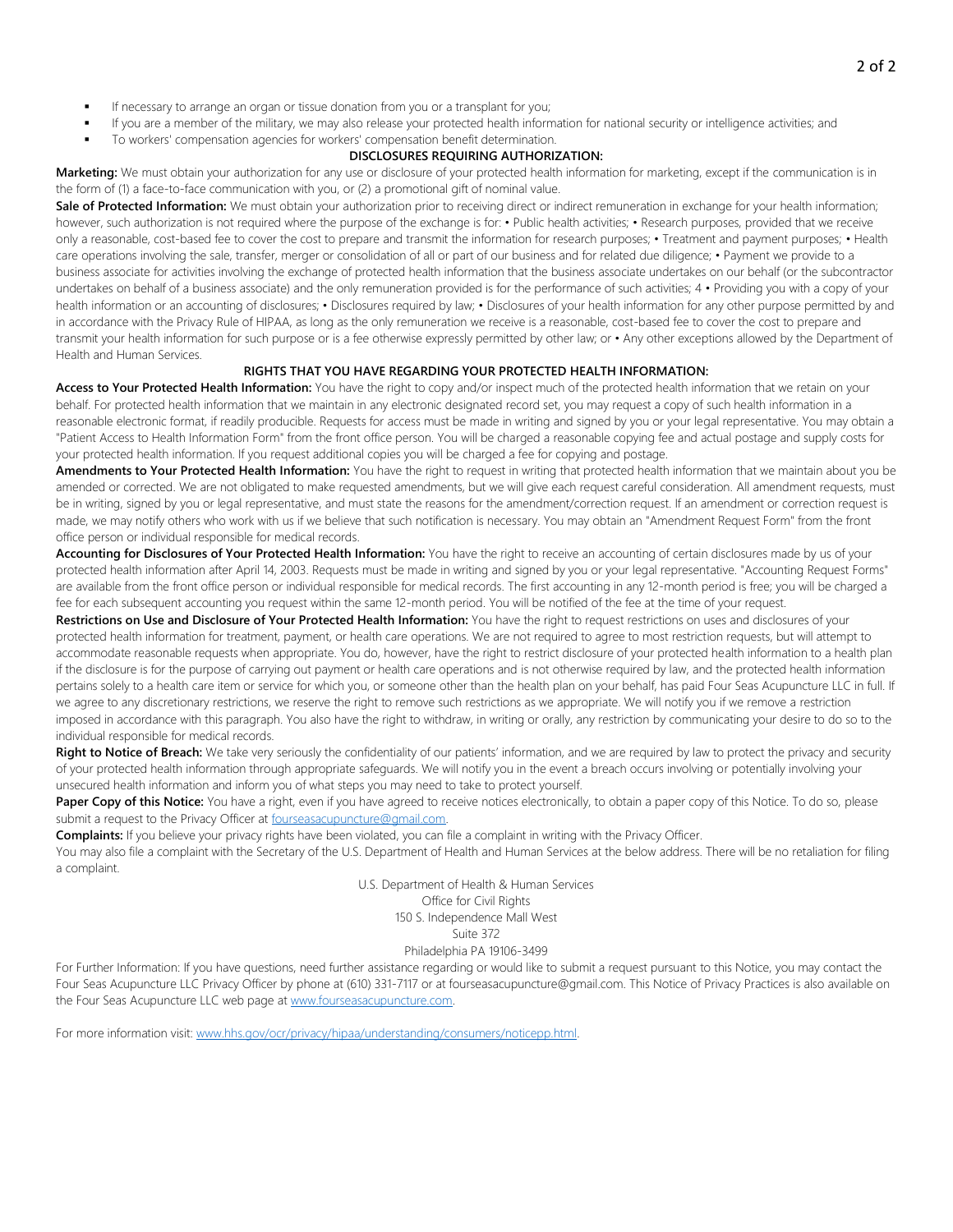- If necessary to arrange an organ or tissue donation from you or a transplant for you;
- If you are a member of the military, we may also release your protected health information for national security or intelligence activities; and
- To workers' compensation agencies for workers' compensation benefit determination.

**DISCLOSURES REQUIRING AUTHORIZATION:**

**Marketing:** We must obtain your authorization for any use or disclosure of your protected health information for marketing, except if the communication is in the form of (1) a face-to-face communication with you, or (2) a promotional gift of nominal value.

**Sale of Protected Information:** We must obtain your authorization prior to receiving direct or indirect remuneration in exchange for your health information; however, such authorization is not required where the purpose of the exchange is for: • Public health activities; • Research purposes, provided that we receive only a reasonable, cost-based fee to cover the cost to prepare and transmit the information for research purposes; • Treatment and payment purposes; • Health care operations involving the sale, transfer, merger or consolidation of all or part of our business and for related due diligence; • Payment we provide to a business associate for activities involving the exchange of protected health information that the business associate undertakes on our behalf (or the subcontractor undertakes on behalf of a business associate) and the only remuneration provided is for the performance of such activities; 4 • Providing you with a copy of your health information or an accounting of disclosures; • Disclosures required by law; • Disclosures of your health information for any other purpose permitted by and in accordance with the Privacy Rule of HIPAA, as long as the only remuneration we receive is a reasonable, cost-based fee to cover the cost to prepare and transmit your health information for such purpose or is a fee otherwise expressly permitted by other law; or • Any other exceptions allowed by the Department of Health and Human Services.

**RIGHTS THAT YOU HAVE REGARDING YOUR PROTECTED HEALTH INFORMATION:**

**Access to Your Protected Health Information:** You have the right to copy and/or inspect much of the protected health information that we retain on your behalf. For protected health information that we maintain in any electronic designated record set, you may request a copy of such health information in a reasonable electronic format, if readily producible. Requests for access must be made in writing and signed by you or your legal representative. You may obtain a "Patient Access to Health Information Form" from the front office person. You will be charged a reasonable copying fee and actual postage and supply costs for your protected health information. If you request additional copies you will be charged a fee for copying and postage.

**Amendments to Your Protected Health Information:** You have the right to request in writing that protected health information that we maintain about you be amended or corrected. We are not obligated to make requested amendments, but we will give each request careful consideration. All amendment requests, must be in writing, signed by you or legal representative, and must state the reasons for the amendment/correction request. If an amendment or correction request is made, we may notify others who work with us if we believe that such notification is necessary. You may obtain an "Amendment Request Form" from the front office person or individual responsible for medical records.

**Accounting for Disclosures of Your Protected Health Information:** You have the right to receive an accounting of certain disclosures made by us of your protected health information after April 14, 2003. Requests must be made in writing and signed by you or your legal representative. "Accounting Request Forms" are available from the front office person or individual responsible for medical records. The first accounting in any 12-month period is free; you will be charged a fee for each subsequent accounting you request within the same 12-month period. You will be notified of the fee at the time of your request.

**Restrictions on Use and Disclosure of Your Protected Health Information:** You have the right to request restrictions on uses and disclosures of your protected health information for treatment, payment, or health care operations. We are not required to agree to most restriction requests, but will attempt to accommodate reasonable requests when appropriate. You do, however, have the right to restrict disclosure of your protected health information to a health plan if the disclosure is for the purpose of carrying out payment or health care operations and is not otherwise required by law, and the protected health information pertains solely to a health care item or service for which you, or someone other than the health plan on your behalf, has paid Four Seas Acupuncture LLC in full. If we agree to any discretionary restrictions, we reserve the right to remove such restrictions as we appropriate. We will notify you if we remove a restriction imposed in accordance with this paragraph. You also have the right to withdraw, in writing or orally, any restriction by communicating your desire to do so to the individual responsible for medical records.

**Right to Notice of Breach:** We take very seriously the confidentiality of our patients' information, and we are required by law to protect the privacy and security of your protected health information through appropriate safeguards. We will notify you in the event a breach occurs involving or potentially involving your unsecured health information and inform you of what steps you may need to take to protect yourself.

**Paper Copy of this Notice:** You have a right, even if you have agreed to receive notices electronically, to obtain a paper copy of this Notice. To do so, please submit a request to the Privacy Officer at fourseasacupuncture@gmail.com.

**Complaints:** If you believe your privacy rights have been violated, you can file a complaint in writing with the Privacy Officer.

You may also file a complaint with the Secretary of the U.S. Department of Health and Human Services at the below address. There will be no retaliation for filing a complaint.

U.S. Department of Health & Human Services
Office for Civil Rights
150 S. Independence Mall West
Suite 372
Philadelphia PA 19106-3499

For Further Information: If you have questions, need further assistance regarding or would like to submit a request pursuant to this Notice, you may contact the Four Seas Acupuncture LLC Privacy Officer by phone at (610) 331-7117 or at fourseasacupuncture@gmail.com. This Notice of Privacy Practices is also available on the Four Seas Acupuncture LLC web page at www.fourseasacupuncture.com.

For more information visit: www.hhs.gov/ocr/privacy/hipaa/understanding/consumers/noticepp.html.